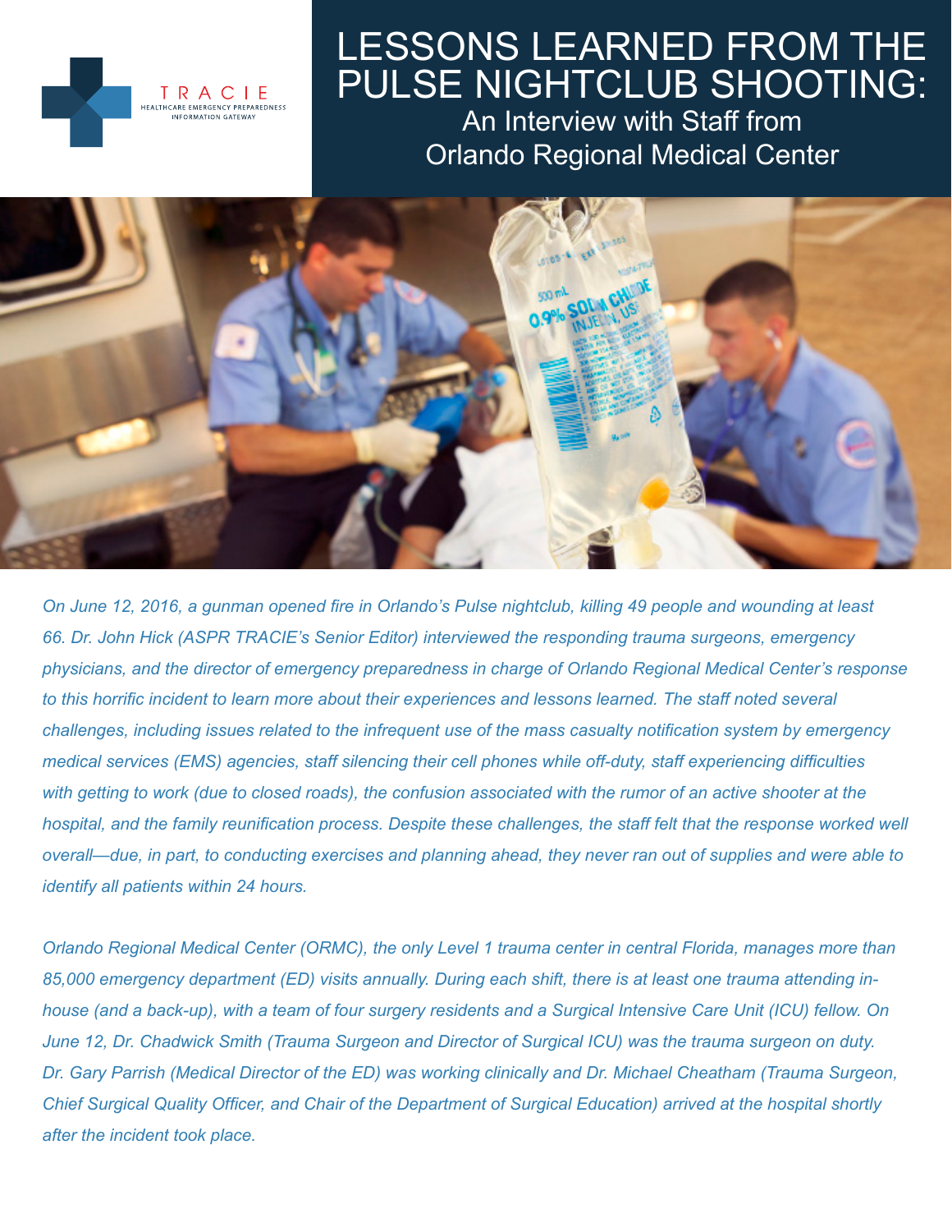TRACIE
HEALTHCARE EMERGENCY PREPAREDNESS INFORMATION GATEWAY

# LESSONS LEARNED FROM THE PULSE NIGHTCLUB SHOOTING:

## An Interview with Staff from Orlando Regional Medical Center

*On June 12, 2016, a gunman opened fire in Orlando's Pulse nightclub, killing 49 people and wounding at least 66. Dr. John Hick (ASPR TRACIE's Senior Editor) interviewed the responding trauma surgeons, emergency physicians, and the director of emergency preparedness in charge of Orlando Regional Medical Center's response to this horrific incident to learn more about their experiences and lessons learned. The staff noted several challenges, including issues related to the infrequent use of the mass casualty notification system by emergency medical services (EMS) agencies, staff silencing their cell phones while off-duty, staff experiencing difficulties with getting to work (due to closed roads), the confusion associated with the rumor of an active shooter at the hospital, and the family reunification process. Despite these challenges, the staff felt that the response worked well overall—due, in part, to conducting exercises and planning ahead, they never ran out of supplies and were able to identify all patients within 24 hours.*

*Orlando Regional Medical Center (ORMC), the only Level 1 trauma center in central Florida, manages more than 85,000 emergency department (ED) visits annually. During each shift, there is at least one trauma attending in-house (and a back-up), with a team of four surgery residents and a Surgical Intensive Care Unit (ICU) fellow. On June 12, Dr. Chadwick Smith (Trauma Surgeon and Director of Surgical ICU) was the trauma surgeon on duty. Dr. Gary Parrish (Medical Director of the ED) was working clinically and Dr. Michael Cheatham (Trauma Surgeon, Chief Surgical Quality Officer, and Chair of the Department of Surgical Education) arrived at the hospital shortly after the incident took place.*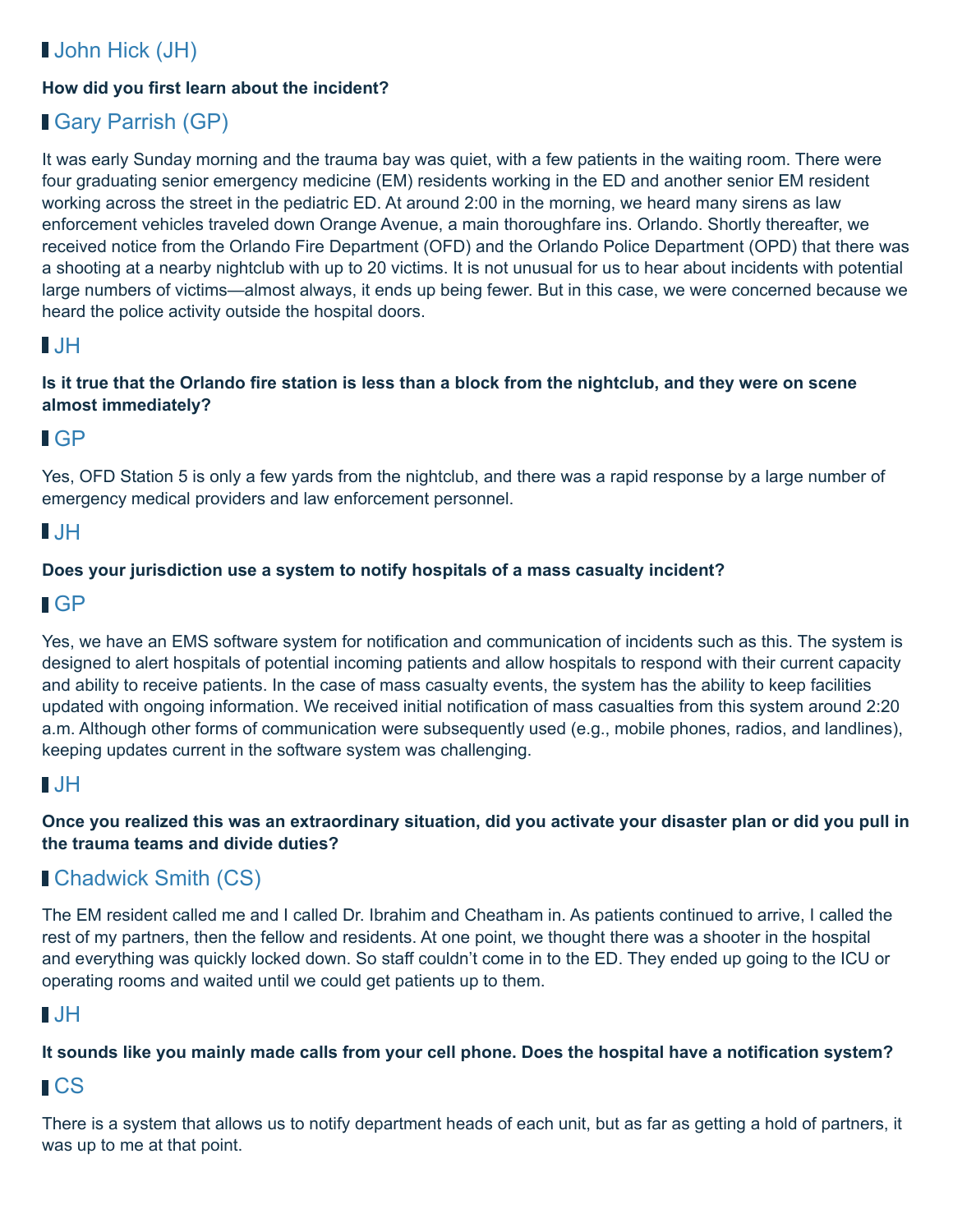## John Hick (JH)

**How did you first learn about the incident?**

## Gary Parrish (GP)

It was early Sunday morning and the trauma bay was quiet, with a few patients in the waiting room. There were four graduating senior emergency medicine (EM) residents working in the ED and another senior EM resident working across the street in the pediatric ED. At around 2:00 in the morning, we heard many sirens as law enforcement vehicles traveled down Orange Avenue, a main thoroughfare ins. Orlando. Shortly thereafter, we received notice from the Orlando Fire Department (OFD) and the Orlando Police Department (OPD) that there was a shooting at a nearby nightclub with up to 20 victims. It is not unusual for us to hear about incidents with potential large numbers of victims—almost always, it ends up being fewer. But in this case, we were concerned because we heard the police activity outside the hospital doors.

## JH

**Is it true that the Orlando fire station is less than a block from the nightclub, and they were on scene almost immediately?**

## GP

Yes, OFD Station 5 is only a few yards from the nightclub, and there was a rapid response by a large number of emergency medical providers and law enforcement personnel.

## JH

**Does your jurisdiction use a system to notify hospitals of a mass casualty incident?**

## GP

Yes, we have an EMS software system for notification and communication of incidents such as this. The system is designed to alert hospitals of potential incoming patients and allow hospitals to respond with their current capacity and ability to receive patients. In the case of mass casualty events, the system has the ability to keep facilities updated with ongoing information. We received initial notification of mass casualties from this system around 2:20 a.m. Although other forms of communication were subsequently used (e.g., mobile phones, radios, and landlines), keeping updates current in the software system was challenging.

## JH

**Once you realized this was an extraordinary situation, did you activate your disaster plan or did you pull in the trauma teams and divide duties?**

## Chadwick Smith (CS)

The EM resident called me and I called Dr. Ibrahim and Cheatham in. As patients continued to arrive, I called the rest of my partners, then the fellow and residents. At one point, we thought there was a shooter in the hospital and everything was quickly locked down. So staff couldn't come in to the ED. They ended up going to the ICU or operating rooms and waited until we could get patients up to them.

## JH

**It sounds like you mainly made calls from your cell phone. Does the hospital have a notification system?**

## CS

There is a system that allows us to notify department heads of each unit, but as far as getting a hold of partners, it was up to me at that point.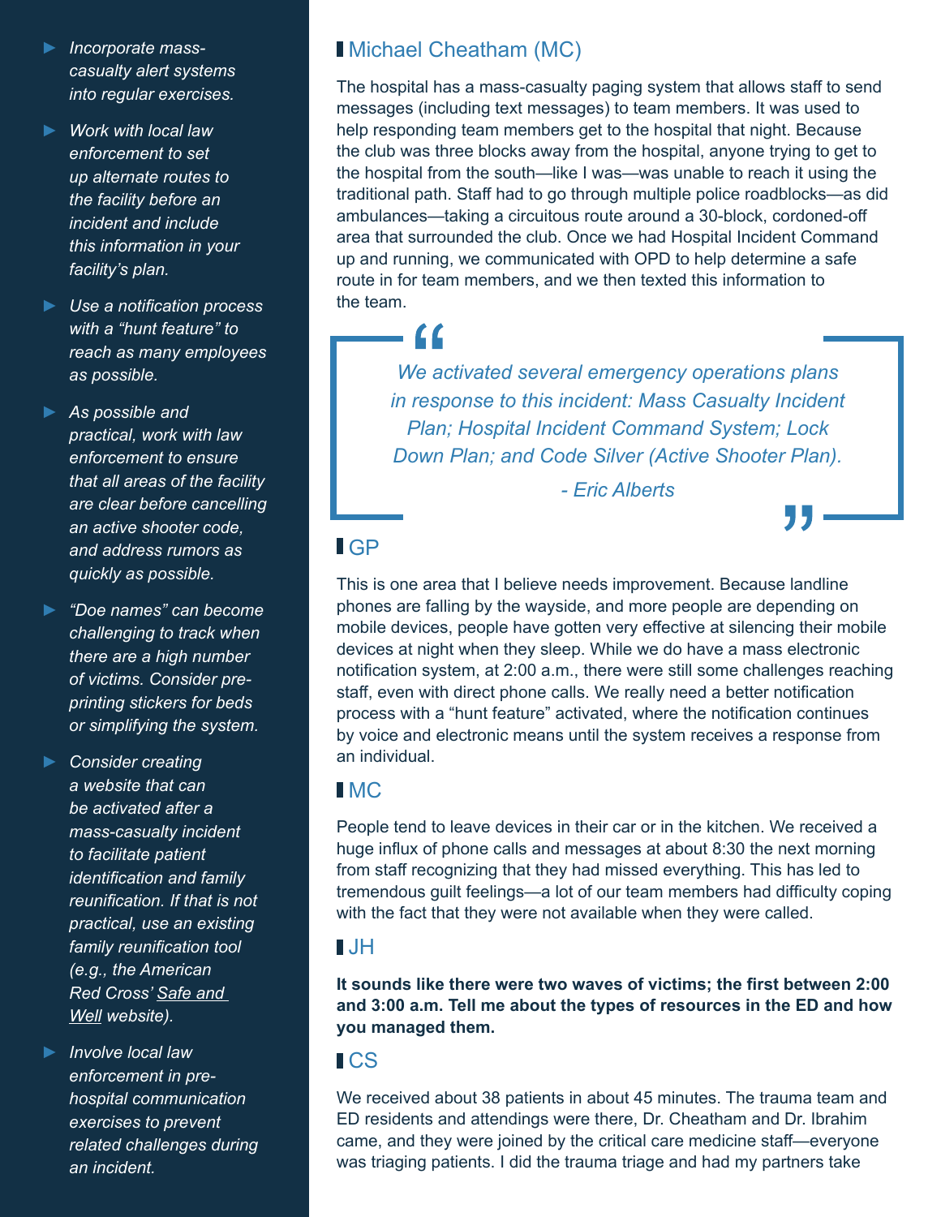- *Incorporate mass-casualty alert systems into regular exercises.*
- *Work with local law enforcement to set up alternate routes to the facility before an incident and include this information in your facility's plan.*
- *Use a notification process with a "hunt feature" to reach as many employees as possible.*
- *As possible and practical, work with law enforcement to ensure that all areas of the facility are clear before cancelling an active shooter code, and address rumors as quickly as possible.*
- *"Doe names" can become challenging to track when there are a high number of victims. Consider pre-printing stickers for beds or simplifying the system.*
- *Consider creating a website that can be activated after a mass-casualty incident to facilitate patient identification and family reunification. If that is not practical, use an existing family reunification tool (e.g., the American Red Cross' Safe and Well website).*
- *Involve local law enforcement in pre-hospital communication exercises to prevent related challenges during an incident.*

### Michael Cheatham (MC)

The hospital has a mass-casualty paging system that allows staff to send messages (including text messages) to team members. It was used to help responding team members get to the hospital that night. Because the club was three blocks away from the hospital, anyone trying to get to the hospital from the south—like I was—was unable to reach it using the traditional path. Staff had to go through multiple police roadblocks—as did ambulances—taking a circuitous route around a 30-block, cordoned-off area that surrounded the club. Once we had Hospital Incident Command up and running, we communicated with OPD to help determine a safe route in for team members, and we then texted this information to the team.

> *"We activated several emergency operations plans in response to this incident: Mass Casualty Incident Plan; Hospital Incident Command System; Lock Down Plan; and Code Silver (Active Shooter Plan)."*
>
> *- Eric Alberts*

### GP

This is one area that I believe needs improvement. Because landline phones are falling by the wayside, and more people are depending on mobile devices, people have gotten very effective at silencing their mobile devices at night when they sleep. While we do have a mass electronic notification system, at 2:00 a.m., there were still some challenges reaching staff, even with direct phone calls. We really need a better notification process with a "hunt feature" activated, where the notification continues by voice and electronic means until the system receives a response from an individual.

### MC

People tend to leave devices in their car or in the kitchen. We received a huge influx of phone calls and messages at about 8:30 the next morning from staff recognizing that they had missed everything. This has led to tremendous guilt feelings—a lot of our team members had difficulty coping with the fact that they were not available when they were called.

### JH

**It sounds like there were two waves of victims; the first between 2:00 and 3:00 a.m. Tell me about the types of resources in the ED and how you managed them.**

### CS

We received about 38 patients in about 45 minutes. The trauma team and ED residents and attendings were there, Dr. Cheatham and Dr. Ibrahim came, and they were joined by the critical care medicine staff—everyone was triaging patients. I did the trauma triage and had my partners take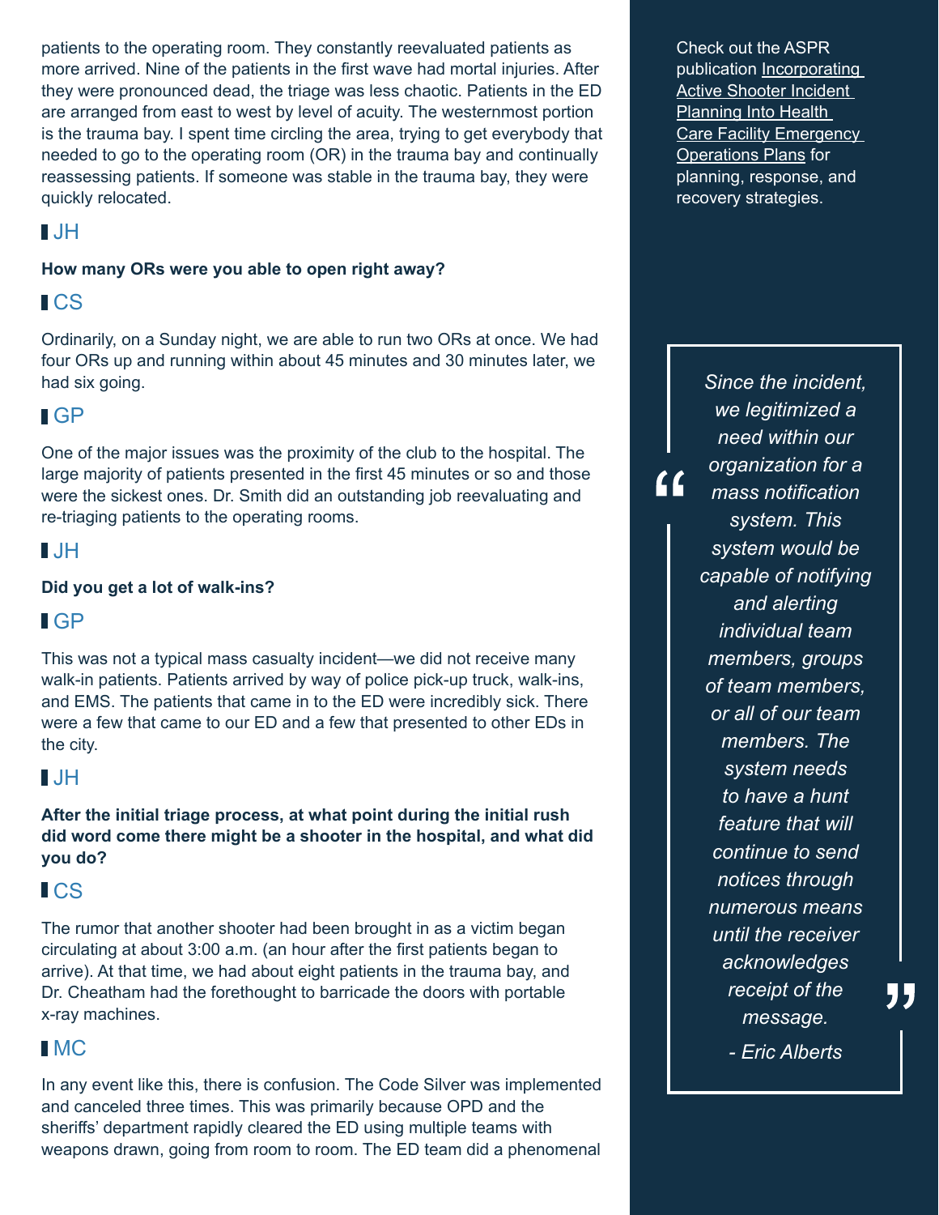patients to the operating room. They constantly reevaluated patients as more arrived. Nine of the patients in the first wave had mortal injuries. After they were pronounced dead, the triage was less chaotic. Patients in the ED are arranged from east to west by level of acuity. The westernmost portion is the trauma bay. I spent time circling the area, trying to get everybody that needed to go to the operating room (OR) in the trauma bay and continually reassessing patients. If someone was stable in the trauma bay, they were quickly relocated.

JH

**How many ORs were you able to open right away?**

CS

Ordinarily, on a Sunday night, we are able to run two ORs at once. We had four ORs up and running within about 45 minutes and 30 minutes later, we had six going.

GP

One of the major issues was the proximity of the club to the hospital. The large majority of patients presented in the first 45 minutes or so and those were the sickest ones. Dr. Smith did an outstanding job reevaluating and re-triaging patients to the operating rooms.

JH

**Did you get a lot of walk-ins?**

GP

This was not a typical mass casualty incident—we did not receive many walk-in patients. Patients arrived by way of police pick-up truck, walk-ins, and EMS. The patients that came in to the ED were incredibly sick. There were a few that came to our ED and a few that presented to other EDs in the city.

JH

**After the initial triage process, at what point during the initial rush did word come there might be a shooter in the hospital, and what did you do?**

CS

The rumor that another shooter had been brought in as a victim began circulating at about 3:00 a.m. (an hour after the first patients began to arrive). At that time, we had about eight patients in the trauma bay, and Dr. Cheatham had the forethought to barricade the doors with portable x-ray machines.

MC

In any event like this, there is confusion. The Code Silver was implemented and canceled three times. This was primarily because OPD and the sheriffs' department rapidly cleared the ED using multiple teams with weapons drawn, going from room to room. The ED team did a phenomenal

Check out the ASPR publication Incorporating Active Shooter Incident Planning Into Health Care Facility Emergency Operations Plans for planning, response, and recovery strategies.

> *"Since the incident, we legitimized a need within our organization for a mass notification system. This system would be capable of notifying and alerting individual team members, groups of team members, or all of our team members. The system needs to have a hunt feature that will continue to send notices through numerous means until the receiver acknowledges receipt of the message."*
>
> *- Eric Alberts*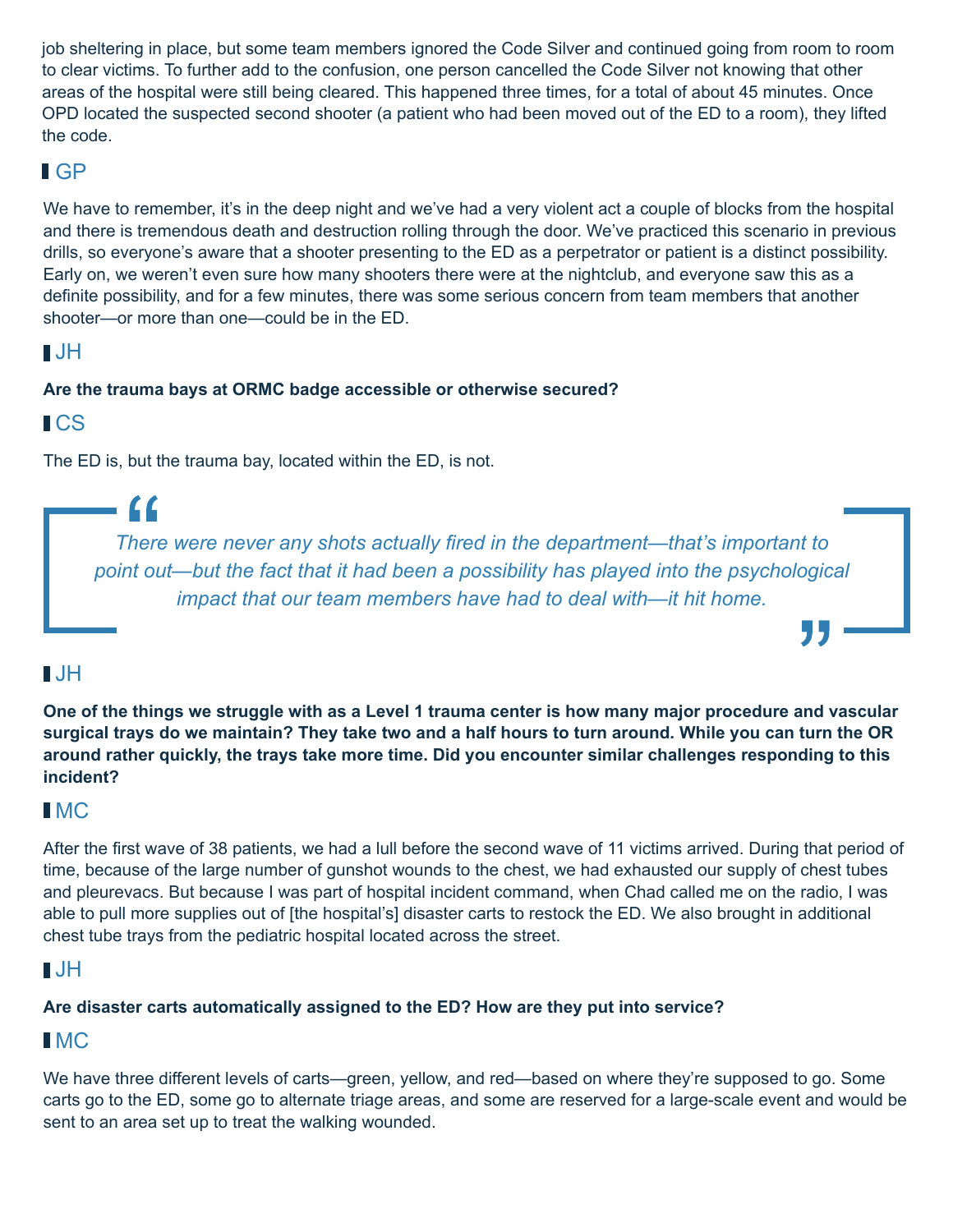job sheltering in place, but some team members ignored the Code Silver and continued going from room to room to clear victims. To further add to the confusion, one person cancelled the Code Silver not knowing that other areas of the hospital were still being cleared. This happened three times, for a total of about 45 minutes. Once OPD located the suspected second shooter (a patient who had been moved out of the ED to a room), they lifted the code.

### GP

We have to remember, it's in the deep night and we've had a very violent act a couple of blocks from the hospital and there is tremendous death and destruction rolling through the door. We've practiced this scenario in previous drills, so everyone's aware that a shooter presenting to the ED as a perpetrator or patient is a distinct possibility. Early on, we weren't even sure how many shooters there were at the nightclub, and everyone saw this as a definite possibility, and for a few minutes, there was some serious concern from team members that another shooter—or more than one—could be in the ED.

### JH

**Are the trauma bays at ORMC badge accessible or otherwise secured?**

### CS

The ED is, but the trauma bay, located within the ED, is not.

> *There were never any shots actually fired in the department—that's important to point out—but the fact that it had been a possibility has played into the psychological impact that our team members have had to deal with—it hit home.*

### JH

**One of the things we struggle with as a Level 1 trauma center is how many major procedure and vascular surgical trays do we maintain? They take two and a half hours to turn around. While you can turn the OR around rather quickly, the trays take more time. Did you encounter similar challenges responding to this incident?**

### MC

After the first wave of 38 patients, we had a lull before the second wave of 11 victims arrived. During that period of time, because of the large number of gunshot wounds to the chest, we had exhausted our supply of chest tubes and pleurevacs. But because I was part of hospital incident command, when Chad called me on the radio, I was able to pull more supplies out of [the hospital's] disaster carts to restock the ED. We also brought in additional chest tube trays from the pediatric hospital located across the street.

### JH

**Are disaster carts automatically assigned to the ED? How are they put into service?**

### MC

We have three different levels of carts—green, yellow, and red—based on where they're supposed to go. Some carts go to the ED, some go to alternate triage areas, and some are reserved for a large-scale event and would be sent to an area set up to treat the walking wounded.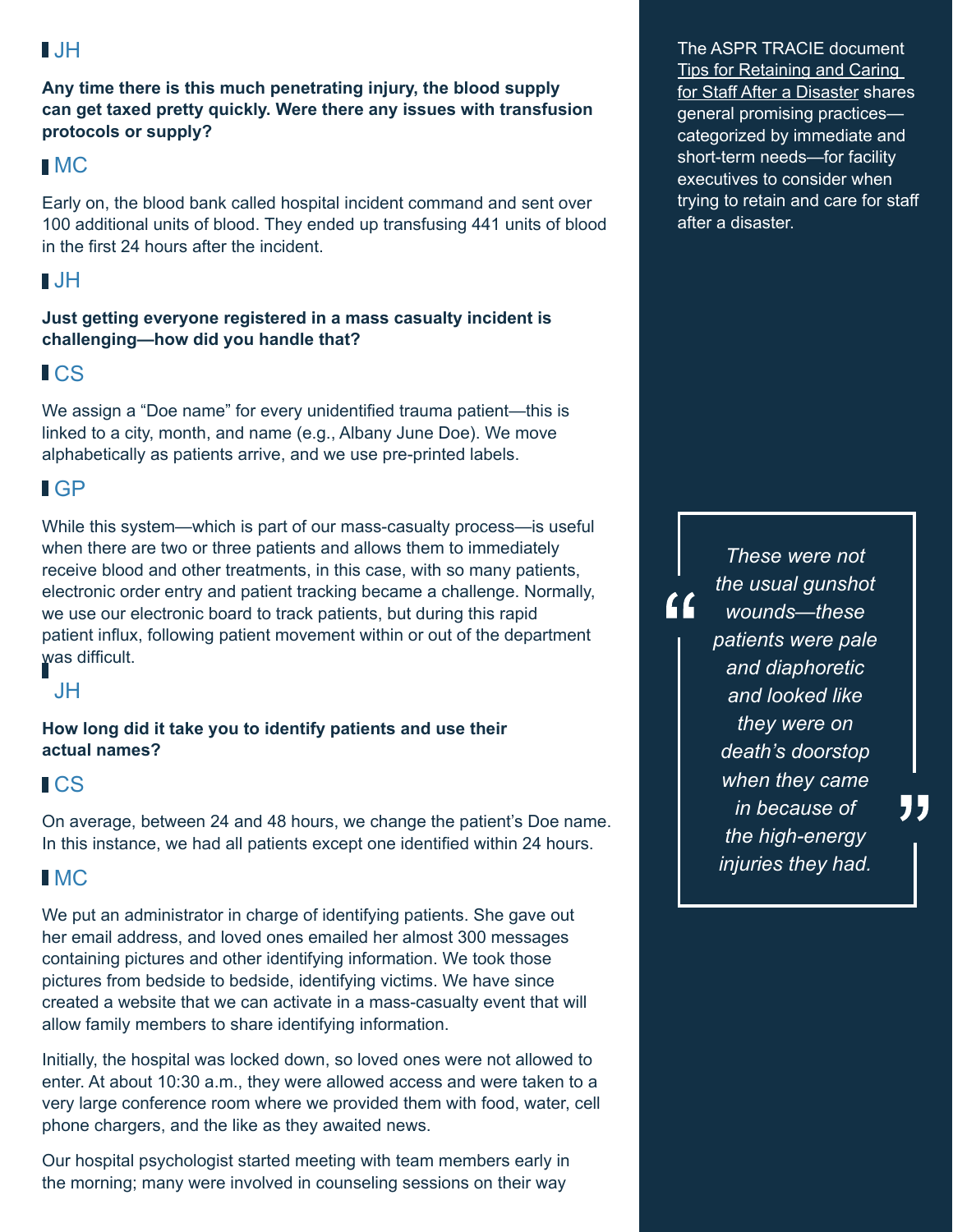JH

**Any time there is this much penetrating injury, the blood supply can get taxed pretty quickly. Were there any issues with transfusion protocols or supply?**

MC

Early on, the blood bank called hospital incident command and sent over 100 additional units of blood. They ended up transfusing 441 units of blood in the first 24 hours after the incident.

JH

**Just getting everyone registered in a mass casualty incident is challenging—how did you handle that?**

CS

We assign a “Doe name” for every unidentified trauma patient—this is linked to a city, month, and name (e.g., Albany June Doe). We move alphabetically as patients arrive, and we use pre-printed labels.

GP

While this system—which is part of our mass-casualty process—is useful when there are two or three patients and allows them to immediately receive blood and other treatments, in this case, with so many patients, electronic order entry and patient tracking became a challenge. Normally, we use our electronic board to track patients, but during this rapid patient influx, following patient movement within or out of the department was difficult.

JH

**How long did it take you to identify patients and use their actual names?**

CS

On average, between 24 and 48 hours, we change the patient’s Doe name. In this instance, we had all patients except one identified within 24 hours.

MC

We put an administrator in charge of identifying patients. She gave out her email address, and loved ones emailed her almost 300 messages containing pictures and other identifying information. We took those pictures from bedside to bedside, identifying victims. We have since created a website that we can activate in a mass-casualty event that will allow family members to share identifying information.

Initially, the hospital was locked down, so loved ones were not allowed to enter. At about 10:30 a.m., they were allowed access and were taken to a very large conference room where we provided them with food, water, cell phone chargers, and the like as they awaited news.

Our hospital psychologist started meeting with team members early in the morning; many were involved in counseling sessions on their way

The ASPR TRACIE document [Tips for Retaining and Caring for Staff After a Disaster] shares general promising practices—categorized by immediate and short-term needs—for facility executives to consider when trying to retain and care for staff after a disaster.

> *“These were not the usual gunshot wounds—these patients were pale and diaphoretic and looked like they were on death’s doorstop when they came in because of the high-energy injuries they had.”*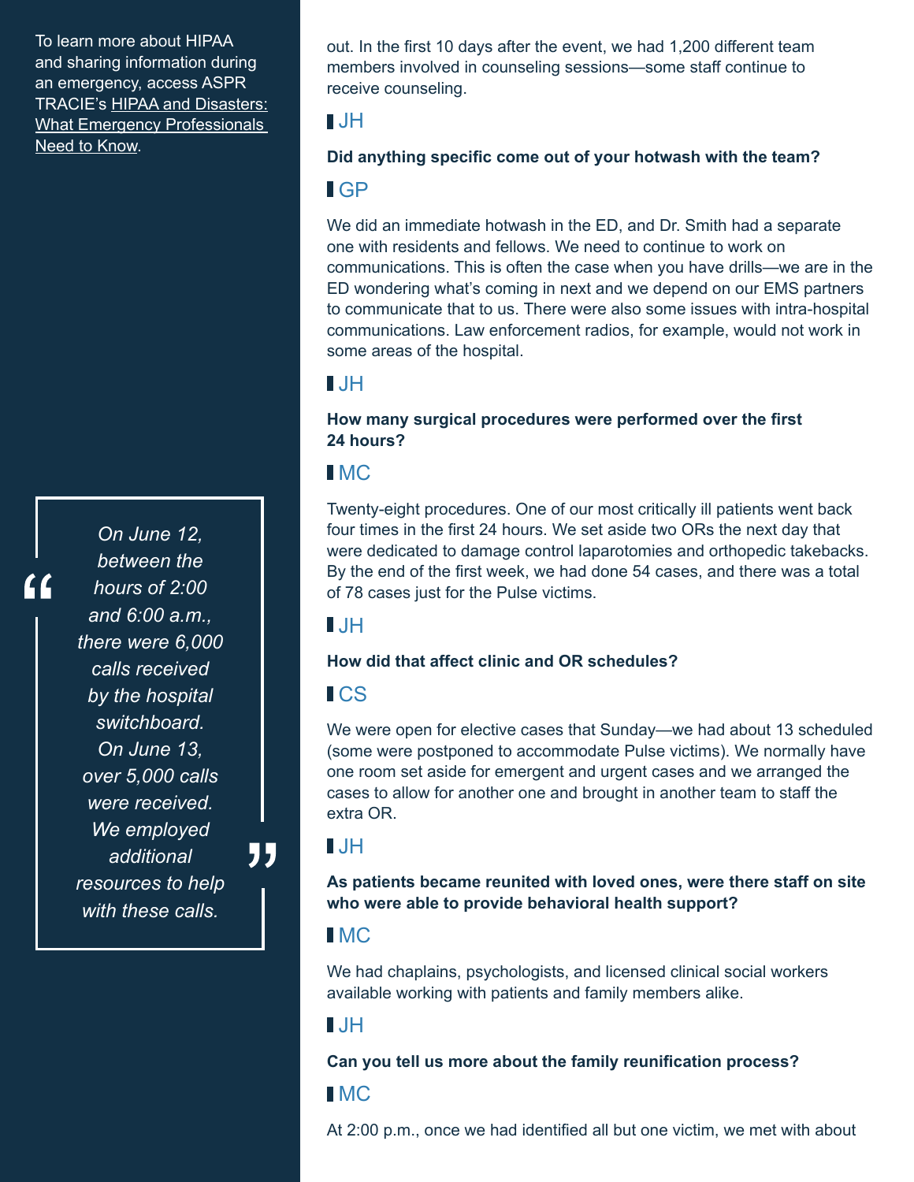To learn more about HIPAA and sharing information during an emergency, access ASPR TRACIE's [HIPAA and Disasters: What Emergency Professionals Need to Know](#).

> *On June 12, between the hours of 2:00 and 6:00 a.m., there were 6,000 calls received by the hospital switchboard. On June 13, over 5,000 calls were received. We employed additional resources to help with these calls.*

out. In the first 10 days after the event, we had 1,200 different team members involved in counseling sessions—some staff continue to receive counseling.

**JH**

**Did anything specific come out of your hotwash with the team?**

**GP**

We did an immediate hotwash in the ED, and Dr. Smith had a separate one with residents and fellows. We need to continue to work on communications. This is often the case when you have drills—we are in the ED wondering what's coming in next and we depend on our EMS partners to communicate that to us. There were also some issues with intra-hospital communications. Law enforcement radios, for example, would not work in some areas of the hospital.

**JH**

**How many surgical procedures were performed over the first 24 hours?**

**MC**

Twenty-eight procedures. One of our most critically ill patients went back four times in the first 24 hours. We set aside two ORs the next day that were dedicated to damage control laparotomies and orthopedic takebacks. By the end of the first week, we had done 54 cases, and there was a total of 78 cases just for the Pulse victims.

**JH**

**How did that affect clinic and OR schedules?**

**CS**

We were open for elective cases that Sunday—we had about 13 scheduled (some were postponed to accommodate Pulse victims). We normally have one room set aside for emergent and urgent cases and we arranged the cases to allow for another one and brought in another team to staff the extra OR.

**JH**

**As patients became reunited with loved ones, were there staff on site who were able to provide behavioral health support?**

**MC**

We had chaplains, psychologists, and licensed clinical social workers available working with patients and family members alike.

**JH**

**Can you tell us more about the family reunification process?**

**MC**

At 2:00 p.m., once we had identified all but one victim, we met with about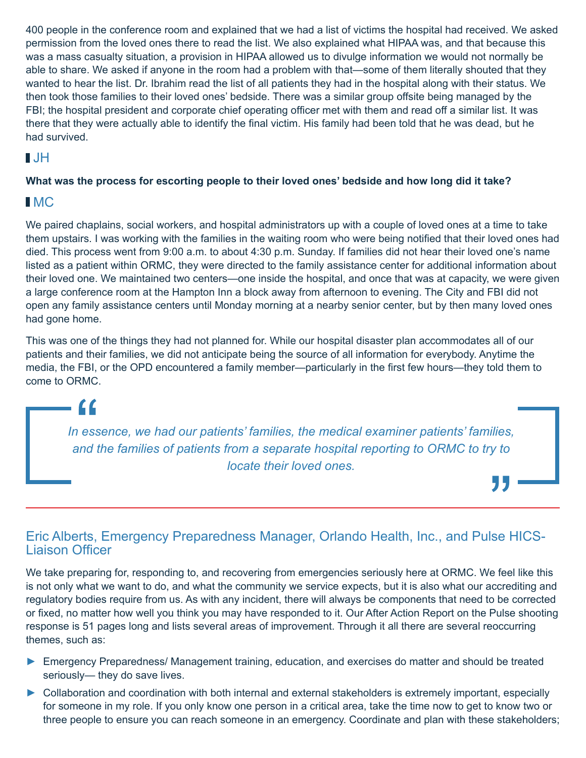400 people in the conference room and explained that we had a list of victims the hospital had received. We asked permission from the loved ones there to read the list. We also explained what HIPAA was, and that because this was a mass casualty situation, a provision in HIPAA allowed us to divulge information we would not normally be able to share. We asked if anyone in the room had a problem with that—some of them literally shouted that they wanted to hear the list. Dr. Ibrahim read the list of all patients they had in the hospital along with their status. We then took those families to their loved ones' bedside. There was a similar group offsite being managed by the FBI; the hospital president and corporate chief operating officer met with them and read off a similar list. It was there that they were actually able to identify the final victim. His family had been told that he was dead, but he had survived.

### JH

**What was the process for escorting people to their loved ones' bedside and how long did it take?**

### MC

We paired chaplains, social workers, and hospital administrators up with a couple of loved ones at a time to take them upstairs. I was working with the families in the waiting room who were being notified that their loved ones had died. This process went from 9:00 a.m. to about 4:30 p.m. Sunday. If families did not hear their loved one's name listed as a patient within ORMC, they were directed to the family assistance center for additional information about their loved one. We maintained two centers—one inside the hospital, and once that was at capacity, we were given a large conference room at the Hampton Inn a block away from afternoon to evening. The City and FBI did not open any family assistance centers until Monday morning at a nearby senior center, but by then many loved ones had gone home.

This was one of the things they had not planned for. While our hospital disaster plan accommodates all of our patients and their families, we did not anticipate being the source of all information for everybody. Anytime the media, the FBI, or the OPD encountered a family member—particularly in the first few hours—they told them to come to ORMC.

> *"In essence, we had our patients' families, the medical examiner patients' families, and the families of patients from a separate hospital reporting to ORMC to try to locate their loved ones."*

---

## Eric Alberts, Emergency Preparedness Manager, Orlando Health, Inc., and Pulse HICS-Liaison Officer

We take preparing for, responding to, and recovering from emergencies seriously here at ORMC. We feel like this is not only what we want to do, and what the community we service expects, but it is also what our accrediting and regulatory bodies require from us. As with any incident, there will always be components that need to be corrected or fixed, no matter how well you think you may have responded to it. Our After Action Report on the Pulse shooting response is 51 pages long and lists several areas of improvement. Through it all there are several reoccurring themes, such as:

- Emergency Preparedness/ Management training, education, and exercises do matter and should be treated seriously— they do save lives.
- Collaboration and coordination with both internal and external stakeholders is extremely important, especially for someone in my role. If you only know one person in a critical area, take the time now to get to know two or three people to ensure you can reach someone in an emergency. Coordinate and plan with these stakeholders;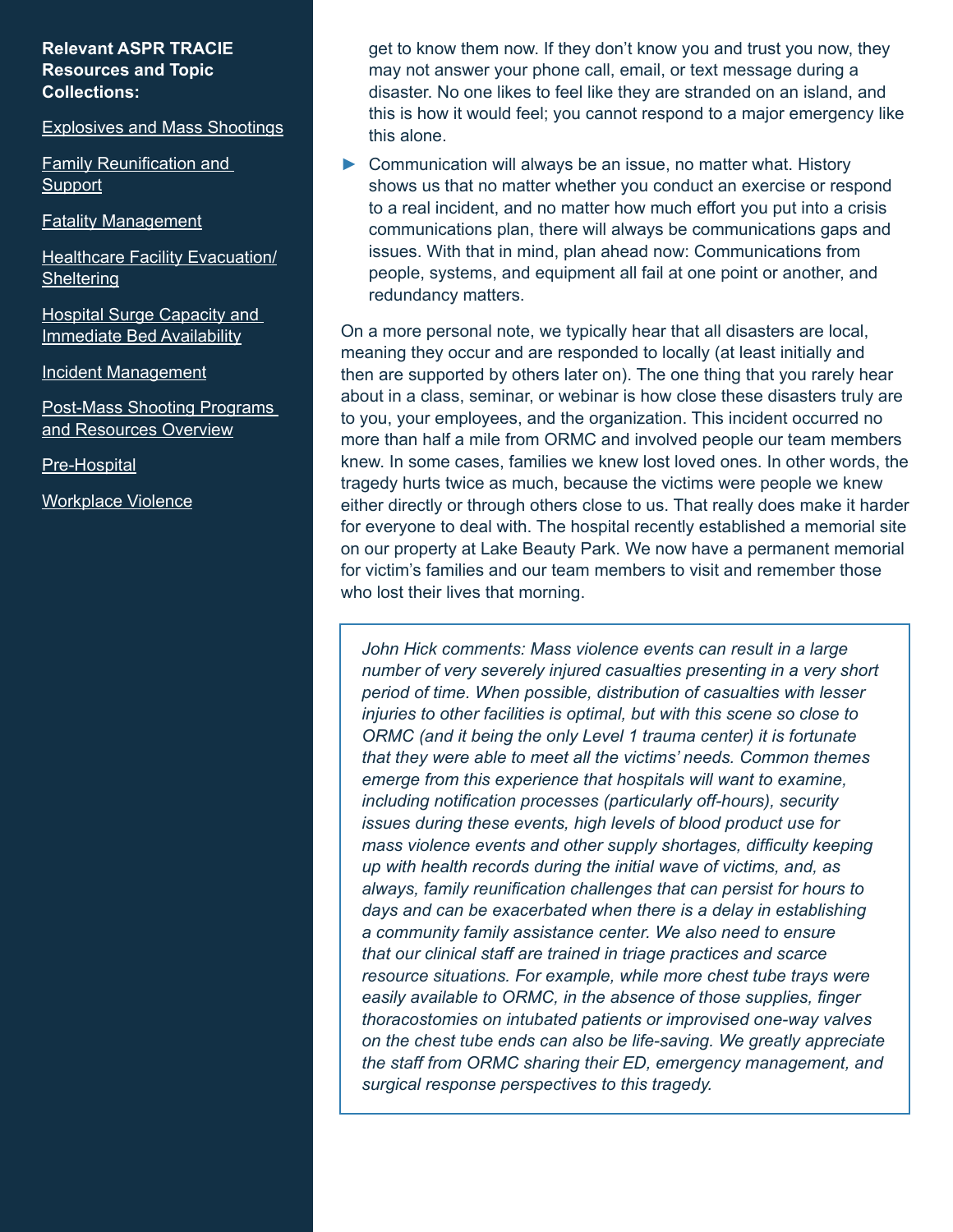**Relevant ASPR TRACIE Resources and Topic Collections:**

Explosives and Mass Shootings

Family Reunification and Support

Fatality Management

Healthcare Facility Evacuation/Sheltering

Hospital Surge Capacity and Immediate Bed Availability

Incident Management

Post-Mass Shooting Programs and Resources Overview

Pre-Hospital

Workplace Violence

get to know them now. If they don't know you and trust you now, they may not answer your phone call, email, or text message during a disaster. No one likes to feel like they are stranded on an island, and this is how it would feel; you cannot respond to a major emergency like this alone.

- Communication will always be an issue, no matter what. History shows us that no matter whether you conduct an exercise or respond to a real incident, and no matter how much effort you put into a crisis communications plan, there will always be communications gaps and issues. With that in mind, plan ahead now: Communications from people, systems, and equipment all fail at one point or another, and redundancy matters.

On a more personal note, we typically hear that all disasters are local, meaning they occur and are responded to locally (at least initially and then are supported by others later on). The one thing that you rarely hear about in a class, seminar, or webinar is how close these disasters truly are to you, your employees, and the organization. This incident occurred no more than half a mile from ORMC and involved people our team members knew. In some cases, families we knew lost loved ones. In other words, the tragedy hurts twice as much, because the victims were people we knew either directly or through others close to us. That really does make it harder for everyone to deal with. The hospital recently established a memorial site on our property at Lake Beauty Park. We now have a permanent memorial for victim's families and our team members to visit and remember those who lost their lives that morning.

*John Hick comments: Mass violence events can result in a large number of very severely injured casualties presenting in a very short period of time. When possible, distribution of casualties with lesser injuries to other facilities is optimal, but with this scene so close to ORMC (and it being the only Level 1 trauma center) it is fortunate that they were able to meet all the victims' needs. Common themes emerge from this experience that hospitals will want to examine, including notification processes (particularly off-hours), security issues during these events, high levels of blood product use for mass violence events and other supply shortages, difficulty keeping up with health records during the initial wave of victims, and, as always, family reunification challenges that can persist for hours to days and can be exacerbated when there is a delay in establishing a community family assistance center. We also need to ensure that our clinical staff are trained in triage practices and scarce resource situations. For example, while more chest tube trays were easily available to ORMC, in the absence of those supplies, finger thoracostomies on intubated patients or improvised one-way valves on the chest tube ends can also be life-saving. We greatly appreciate the staff from ORMC sharing their ED, emergency management, and surgical response perspectives to this tragedy.*